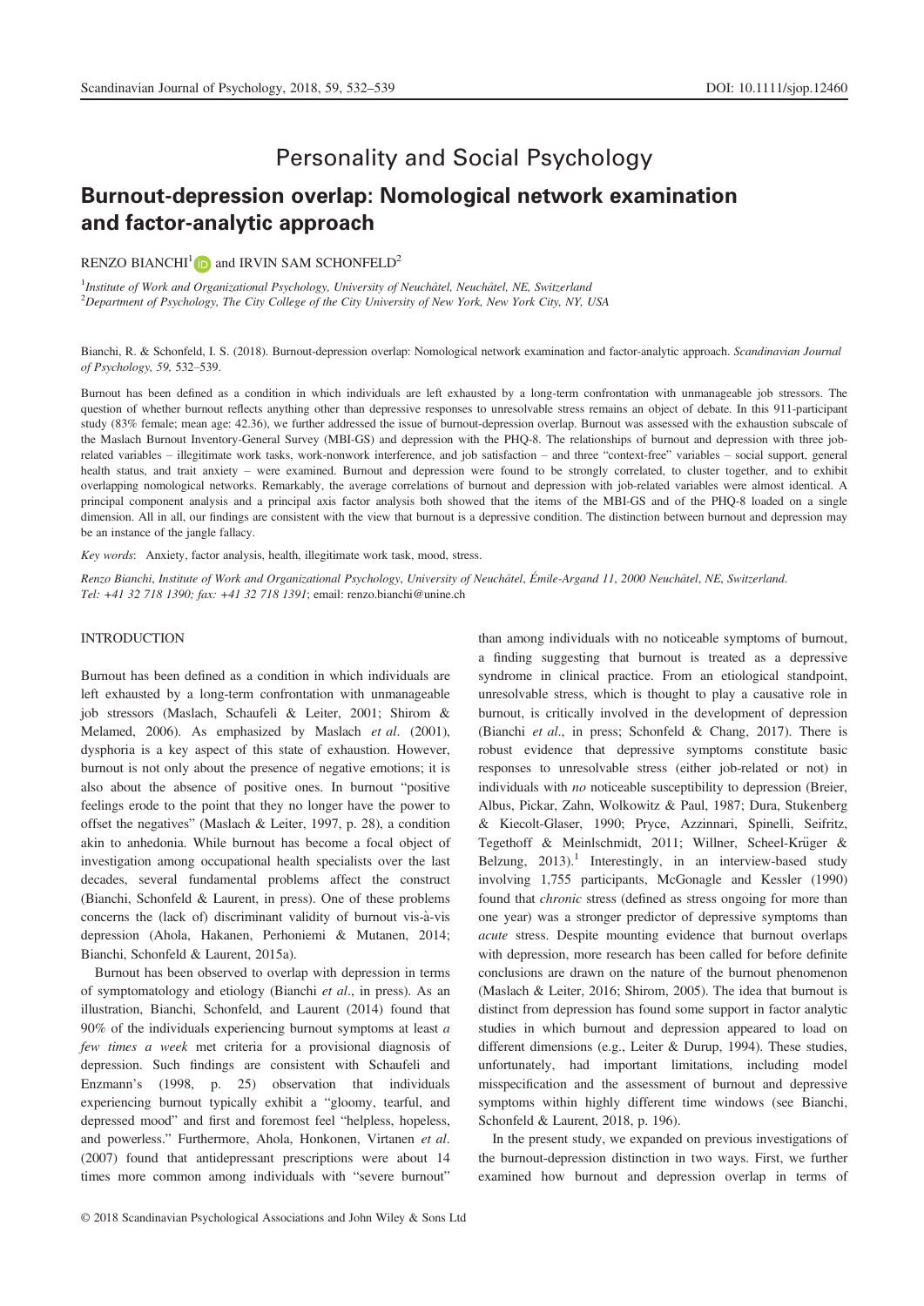Personality and Social Psychology

# Burnout-depression overlap: Nomological network examination and factor-analytic approach

RENZO BIANCHI[1] and IRVIN SAM SCHONFELD[2]

[1] *Institute of Work and Organizational Psychology, University of Neuchâtel, Neuchâtel, NE, Switzerland*
[2] *Department of Psychology, The City College of the City University of New York, New York City, NY, USA*

Bianchi, R. & Schonfeld, I. S. (2018). Burnout-depression overlap: Nomological network examination and factor-analytic approach. *Scandinavian Journal of Psychology, 59*, 532–539.

Burnout has been defined as a condition in which individuals are left exhausted by a long-term confrontation with unmanageable job stressors. The question of whether burnout reflects anything other than depressive responses to unresolvable stress remains an object of debate. In this 911-participant study (83% female; mean age: 42.36), we further addressed the issue of burnout-depression overlap. Burnout was assessed with the exhaustion subscale of the Maslach Burnout Inventory-General Survey (MBI-GS) and depression with the PHQ-8. The relationships of burnout and depression with three job-related variables – illegitimate work tasks, work-nonwork interference, and job satisfaction – and three "context-free" variables – social support, general health status, and trait anxiety – were examined. Burnout and depression were found to be strongly correlated, to cluster together, and to exhibit overlapping nomological networks. Remarkably, the average correlations of burnout and depression with job-related variables were almost identical. A principal component analysis and a principal axis factor analysis both showed that the items of the MBI-GS and of the PHQ-8 loaded on a single dimension. All in all, our findings are consistent with the view that burnout is a depressive condition. The distinction between burnout and depression may be an instance of the jangle fallacy.

*Key words*: Anxiety, factor analysis, health, illegitimate work task, mood, stress.

*Renzo Bianchi, Institute of Work and Organizational Psychology, University of Neuchâtel, Émile-Argand 11, 2000 Neuchâtel, NE, Switzerland. Tel: +41 32 718 1390; fax: +41 32 718 1391; email: renzo.bianchi@unine.ch*

## INTRODUCTION

Burnout has been defined as a condition in which individuals are left exhausted by a long-term confrontation with unmanageable job stressors (Maslach, Schaufeli & Leiter, 2001; Shirom & Melamed, 2006). As emphasized by Maslach *et al*. (2001), dysphoria is a key aspect of this state of exhaustion. However, burnout is not only about the presence of negative emotions; it is also about the absence of positive ones. In burnout "positive feelings erode to the point that they no longer have the power to offset the negatives" (Maslach & Leiter, 1997, p. 28), a condition akin to anhedonia. While burnout has become a focal object of investigation among occupational health specialists over the last decades, several fundamental problems affect the construct (Bianchi, Schonfeld & Laurent, in press). One of these problems concerns the (lack of) discriminant validity of burnout vis-à-vis depression (Ahola, Hakanen, Perhoniemi & Mutanen, 2014; Bianchi, Schonfeld & Laurent, 2015a).

Burnout has been observed to overlap with depression in terms of symptomatology and etiology (Bianchi *et al*., in press). As an illustration, Bianchi, Schonfeld, and Laurent (2014) found that 90% of the individuals experiencing burnout symptoms at least *a few times a week* met criteria for a provisional diagnosis of depression. Such findings are consistent with Schaufeli and Enzmann's (1998, p. 25) observation that individuals experiencing burnout typically exhibit a "gloomy, tearful, and depressed mood" and first and foremost feel "helpless, hopeless, and powerless." Furthermore, Ahola, Honkonen, Virtanen *et al*. (2007) found that antidepressant prescriptions were about 14 times more common among individuals with "severe burnout" than among individuals with no noticeable symptoms of burnout, a finding suggesting that burnout is treated as a depressive syndrome in clinical practice. From an etiological standpoint, unresolvable stress, which is thought to play a causative role in burnout, is critically involved in the development of depression (Bianchi *et al*., in press; Schonfeld & Chang, 2017). There is robust evidence that depressive symptoms constitute basic responses to unresolvable stress (either job-related or not) in individuals with *no* noticeable susceptibility to depression (Breier, Albus, Pickar, Zahn, Wolkowitz & Paul, 1987; Dura, Stukenberg & Kiecolt-Glaser, 1990; Pryce, Azzinnari, Spinelli, Seifritz, Tegethoff & Meinlschmidt, 2011; Willner, Scheel-Krüger & Belzung, 2013).[1] Interestingly, in an interview-based study involving 1,755 participants, McGonagle and Kessler (1990) found that *chronic* stress (defined as stress ongoing for more than one year) was a stronger predictor of depressive symptoms than *acute* stress. Despite mounting evidence that burnout overlaps with depression, more research has been called for before definite conclusions are drawn on the nature of the burnout phenomenon (Maslach & Leiter, 2016; Shirom, 2005). The idea that burnout is distinct from depression has found some support in factor analytic studies in which burnout and depression appeared to load on different dimensions (e.g., Leiter & Durup, 1994). These studies, unfortunately, had important limitations, including model misspecification and the assessment of burnout and depressive symptoms within highly different time windows (see Bianchi, Schonfeld & Laurent, 2018, p. 196).

In the present study, we expanded on previous investigations of the burnout-depression distinction in two ways. First, we further examined how burnout and depression overlap in terms of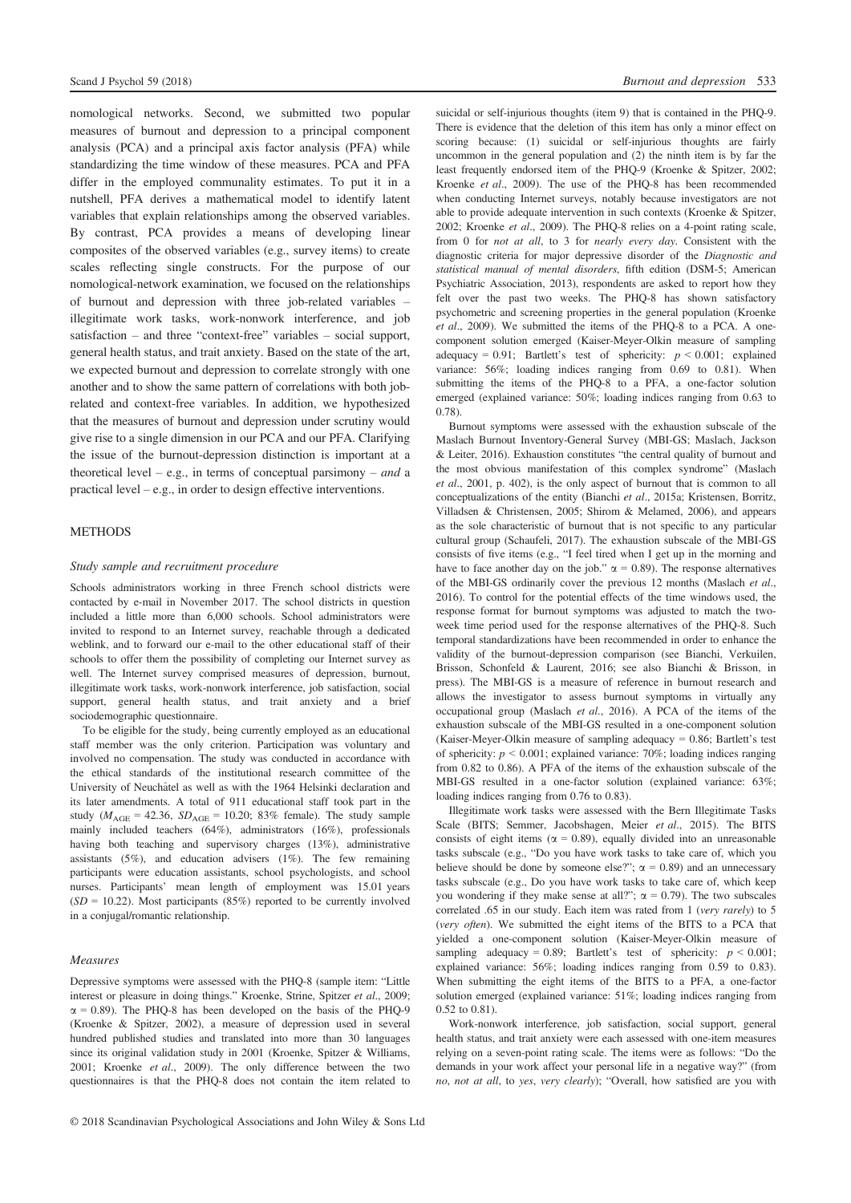nomological networks. Second, we submitted two popular measures of burnout and depression to a principal component analysis (PCA) and a principal axis factor analysis (PFA) while standardizing the time window of these measures. PCA and PFA differ in the employed communality estimates. To put it in a nutshell, PFA derives a mathematical model to identify latent variables that explain relationships among the observed variables. By contrast, PCA provides a means of developing linear composites of the observed variables (e.g., survey items) to create scales reflecting single constructs. For the purpose of our nomological-network examination, we focused on the relationships of burnout and depression with three job-related variables – illegitimate work tasks, work-nonwork interference, and job satisfaction – and three "context-free" variables – social support, general health status, and trait anxiety. Based on the state of the art, we expected burnout and depression to correlate strongly with one another and to show the same pattern of correlations with both job-related and context-free variables. In addition, we hypothesized that the measures of burnout and depression under scrutiny would give rise to a single dimension in our PCA and our PFA. Clarifying the issue of the burnout-depression distinction is important at a theoretical level – e.g., in terms of conceptual parsimony – *and* a practical level – e.g., in order to design effective interventions.

## METHODS

### *Study sample and recruitment procedure*

Schools administrators working in three French school districts were contacted by e-mail in November 2017. The school districts in question included a little more than 6,000 schools. School administrators were invited to respond to an Internet survey, reachable through a dedicated weblink, and to forward our e-mail to the other educational staff of their schools to offer them the possibility of completing our Internet survey as well. The Internet survey comprised measures of depression, burnout, illegitimate work tasks, work-nonwork interference, job satisfaction, social support, general health status, and trait anxiety and a brief sociodemographic questionnaire.

To be eligible for the study, being currently employed as an educational staff member was the only criterion. Participation was voluntary and involved no compensation. The study was conducted in accordance with the ethical standards of the institutional research committee of the University of Neuchâtel as well as with the 1964 Helsinki declaration and its later amendments. A total of 911 educational staff took part in the study ($M_{AGE} = 42.36$, $SD_{AGE} = 10.20$; 83% female). The study sample mainly included teachers (64%), administrators (16%), professionals having both teaching and supervisory charges (13%), administrative assistants (5%), and education advisers (1%). The few remaining participants were education assistants, school psychologists, and school nurses. Participants' mean length of employment was 15.01 years ($SD = 10.22$). Most participants (85%) reported to be currently involved in a conjugal/romantic relationship.

### *Measures*

Depressive symptoms were assessed with the PHQ-8 (sample item: "Little interest or pleasure in doing things." Kroenke, Strine, Spitzer *et al*., 2009; $\alpha = 0.89$). The PHQ-8 has been developed on the basis of the PHQ-9 (Kroenke & Spitzer, 2002), a measure of depression used in several hundred published studies and translated into more than 30 languages since its original validation study in 2001 (Kroenke, Spitzer & Williams, 2001; Kroenke *et al*., 2009). The only difference between the two questionnaires is that the PHQ-8 does not contain the item related to suicidal or self-injurious thoughts (item 9) that is contained in the PHQ-9. There is evidence that the deletion of this item has only a minor effect on scoring because: (1) suicidal or self-injurious thoughts are fairly uncommon in the general population and (2) the ninth item is by far the least frequently endorsed item of the PHQ-9 (Kroenke & Spitzer, 2002; Kroenke *et al*., 2009). The use of the PHQ-8 has been recommended when conducting Internet surveys, notably because investigators are not able to provide adequate intervention in such contexts (Kroenke & Spitzer, 2002; Kroenke *et al*., 2009). The PHQ-8 relies on a 4-point rating scale, from 0 for *not at all*, to 3 for *nearly every day*. Consistent with the diagnostic criteria for major depressive disorder of the *Diagnostic and statistical manual of mental disorders*, fifth edition (DSM-5; American Psychiatric Association, 2013), respondents are asked to report how they felt over the past two weeks. The PHQ-8 has shown satisfactory psychometric and screening properties in the general population (Kroenke *et al*., 2009). We submitted the items of the PHQ-8 to a PCA. A one-component solution emerged (Kaiser-Meyer-Olkin measure of sampling adequacy = 0.91; Bartlett's test of sphericity: $p < 0.001$; explained variance: 56%; loading indices ranging from 0.69 to 0.81). When submitting the items of the PHQ-8 to a PFA, a one-factor solution emerged (explained variance: 50%; loading indices ranging from 0.63 to 0.78).

Burnout symptoms were assessed with the exhaustion subscale of the Maslach Burnout Inventory-General Survey (MBI-GS; Maslach, Jackson & Leiter, 2016). Exhaustion constitutes "the central quality of burnout and the most obvious manifestation of this complex syndrome" (Maslach *et al*., 2001, p. 402), is the only aspect of burnout that is common to all conceptualizations of the entity (Bianchi *et al*., 2015a; Kristensen, Borritz, Villadsen & Christensen, 2005; Shirom & Melamed, 2006), and appears as the sole characteristic of burnout that is not specific to any particular cultural group (Schaufeli, 2017). The exhaustion subscale of the MBI-GS consists of five items (e.g., "I feel tired when I get up in the morning and have to face another day on the job." $\alpha = 0.89$). The response alternatives of the MBI-GS ordinarily cover the previous 12 months (Maslach *et al*., 2016). To control for the potential effects of the time windows used, the response format for burnout symptoms was adjusted to match the two-week time period used for the response alternatives of the PHQ-8. Such temporal standardizations have been recommended in order to enhance the validity of the burnout-depression comparison (see Bianchi, Verkuilen, Brisson, Schonfeld & Laurent, 2016; see also Bianchi & Brisson, in press). The MBI-GS is a measure of reference in burnout research and allows the investigator to assess burnout symptoms in virtually any occupational group (Maslach *et al*., 2016). A PCA of the items of the exhaustion subscale of the MBI-GS resulted in a one-component solution (Kaiser-Meyer-Olkin measure of sampling adequacy = 0.86; Bartlett's test of sphericity: $p < 0.001$; explained variance: 70%; loading indices ranging from 0.82 to 0.86). A PFA of the items of the exhaustion subscale of the MBI-GS resulted in a one-factor solution (explained variance: 63%; loading indices ranging from 0.76 to 0.83).

Illegitimate work tasks were assessed with the Bern Illegitimate Tasks Scale (BITS; Semmer, Jacobshagen, Meier *et al*., 2015). The BITS consists of eight items ($\alpha = 0.89$), equally divided into an unreasonable tasks subscale (e.g., "Do you have work tasks to take care of, which you believe should be done by someone else?"; $\alpha = 0.89$) and an unnecessary tasks subscale (e.g., Do you have work tasks to take care of, which keep you wondering if they make sense at all?"; $\alpha = 0.79$). The two subscales correlated .65 in our study. Each item was rated from 1 (*very rarely*) to 5 (*very often*). We submitted the eight items of the BITS to a PCA that yielded a one-component solution (Kaiser-Meyer-Olkin measure of sampling adequacy = 0.89; Bartlett's test of sphericity: $p < 0.001$; explained variance: 56%; loading indices ranging from 0.59 to 0.83). When submitting the eight items of the BITS to a PFA, a one-factor solution emerged (explained variance: 51%; loading indices ranging from 0.52 to 0.81).

Work-nonwork interference, job satisfaction, social support, general health status, and trait anxiety were each assessed with one-item measures relying on a seven-point rating scale. The items were as follows: "Do the demands in your work affect your personal life in a negative way?" (from *no*, *not at all*, to *yes*, *very clearly*); "Overall, how satisfied are you with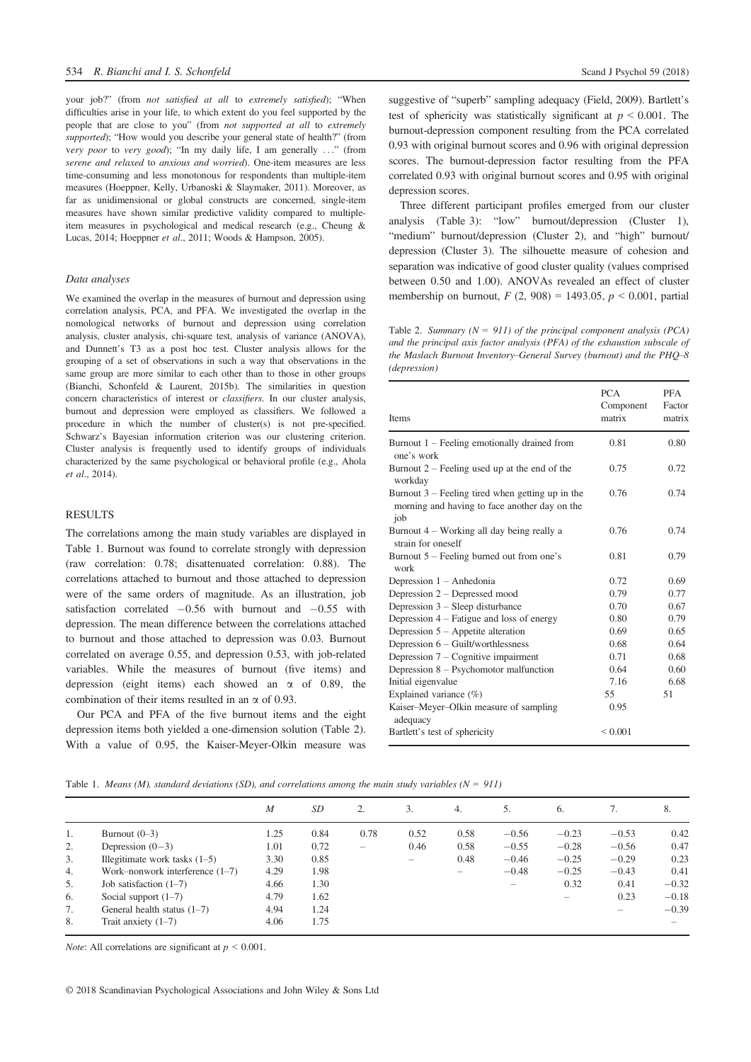your job?" (from *not satisfied at all* to *extremely satisfied*); "When difficulties arise in your life, to which extent do you feel supported by the people that are close to you" (from *not supported at all* to *extremely supported*); "How would you describe your general state of health?" (from *very poor* to *very good*); "In my daily life, I am generally ..." (from *serene and relaxed* to *anxious and worried*). One-item measures are less time-consuming and less monotonous for respondents than multiple-item measures (Hoeppner, Kelly, Urbanoski & Slaymaker, 2011). Moreover, as far as unidimensional or global constructs are concerned, single-item measures have shown similar predictive validity compared to multiple-item measures in psychological and medical research (e.g., Cheung & Lucas, 2014; Hoeppner *et al*., 2011; Woods & Hampson, 2005).

### *Data analyses*

We examined the overlap in the measures of burnout and depression using correlation analysis, PCA, and PFA. We investigated the overlap in the nomological networks of burnout and depression using correlation analysis, cluster analysis, chi-square test, analysis of variance (ANOVA), and Dunnett's T3 as a post hoc test. Cluster analysis allows for the grouping of a set of observations in such a way that observations in the same group are more similar to each other than to those in other groups (Bianchi, Schonfeld & Laurent, 2015b). The similarities in question concern characteristics of interest or *classifiers*. In our cluster analysis, burnout and depression were employed as classifiers. We followed a procedure in which the number of cluster(s) is not pre-specified. Schwarz's Bayesian information criterion was our clustering criterion. Cluster analysis is frequently used to identify groups of individuals characterized by the same psychological or behavioral profile (e.g., Ahola *et al*., 2014).

## RESULTS

The correlations among the main study variables are displayed in Table 1. Burnout was found to correlate strongly with depression (raw correlation: 0.78; disattenuated correlation: 0.88). The correlations attached to burnout and those attached to depression were of the same orders of magnitude. As an illustration, job satisfaction correlated −0.56 with burnout and −0.55 with depression. The mean difference between the correlations attached to burnout and those attached to depression was 0.03. Burnout correlated on average 0.55, and depression 0.53, with job-related variables. While the measures of burnout (five items) and depression (eight items) each showed an $\alpha$ of 0.89, the combination of their items resulted in an $\alpha$ of 0.93.

Our PCA and PFA of the five burnout items and the eight depression items both yielded a one-dimension solution (Table 2). With a value of 0.95, the Kaiser-Meyer-Olkin measure was suggestive of "superb" sampling adequacy (Field, 2009). Bartlett's test of sphericity was statistically significant at $p < 0.001$. The burnout-depression component resulting from the PCA correlated 0.93 with original burnout scores and 0.96 with original depression scores. The burnout-depression factor resulting from the PFA correlated 0.93 with original burnout scores and 0.95 with original depression scores.

Three different participant profiles emerged from our cluster analysis (Table 3): "low" burnout/depression (Cluster 1), "medium" burnout/depression (Cluster 2), and "high" burnout/depression (Cluster 3). The silhouette measure of cohesion and separation was indicative of good cluster quality (values comprised between 0.50 and 1.00). ANOVAs revealed an effect of cluster membership on burnout, $F\,(2, 908) = 1493.05$, $p < 0.001$, partial

Table 2. *Summary* ($N = 911$) *of the principal component analysis (PCA) and the principal axis factor analysis (PFA) of the exhaustion subscale of the Maslach Burnout Inventory–General Survey (burnout) and the PHQ–8 (depression)*

| Items | PCA Component matrix | PFA Factor matrix |
|---|---|---|
| Burnout 1 – Feeling emotionally drained from one's work | 0.81 | 0.80 |
| Burnout 2 – Feeling used up at the end of the workday | 0.75 | 0.72 |
| Burnout 3 – Feeling tired when getting up in the morning and having to face another day on the job | 0.76 | 0.74 |
| Burnout 4 – Working all day being really a strain for oneself | 0.76 | 0.74 |
| Burnout 5 – Feeling burned out from one's work | 0.81 | 0.79 |
| Depression 1 – Anhedonia | 0.72 | 0.69 |
| Depression 2 – Depressed mood | 0.79 | 0.77 |
| Depression 3 – Sleep disturbance | 0.70 | 0.67 |
| Depression 4 – Fatigue and loss of energy | 0.80 | 0.79 |
| Depression 5 – Appetite alteration | 0.69 | 0.65 |
| Depression 6 – Guilt/worthlessness | 0.68 | 0.64 |
| Depression 7 – Cognitive impairment | 0.71 | 0.68 |
| Depression 8 – Psychomotor malfunction | 0.64 | 0.60 |
| Initial eigenvalue | 7.16 | 6.68 |
| Explained variance (%) | 55 | 51 |
| Kaiser–Meyer–Olkin measure of sampling adequacy | 0.95 | |
| Bartlett's test of sphericity | < 0.001 | |

Table 1. *Means (M), standard deviations (SD), and correlations among the main study variables* ($N = 911$)

| | | *M* | *SD* | 2. | 3. | 4. | 5. | 6. | 7. | 8. |
|---|---|---|---|---|---|---|---|---|---|---|
| 1. | Burnout (0–3) | 1.25 | 0.84 | 0.78 | 0.52 | 0.58 | −0.56 | −0.23 | −0.53 | 0.42 |
| 2. | Depression (0−3) | 1.01 | 0.72 | – | 0.46 | 0.58 | −0.55 | −0.28 | −0.56 | 0.47 |
| 3. | Illegitimate work tasks (1–5) | 3.30 | 0.85 | | – | 0.48 | −0.46 | −0.25 | −0.29 | 0.23 |
| 4. | Work–nonwork interference (1–7) | 4.29 | 1.98 | | | – | −0.48 | −0.25 | −0.43 | 0.41 |
| 5. | Job satisfaction (1–7) | 4.66 | 1.30 | | | | – | 0.32 | 0.41 | −0.32 |
| 6. | Social support (1–7) | 4.79 | 1.62 | | | | | – | 0.23 | −0.18 |
| 7. | General health status (1–7) | 4.94 | 1.24 | | | | | | – | −0.39 |
| 8. | Trait anxiety (1–7) | 4.06 | 1.75 | | | | | | | – |

*Note*: All correlations are significant at $p < 0.001$.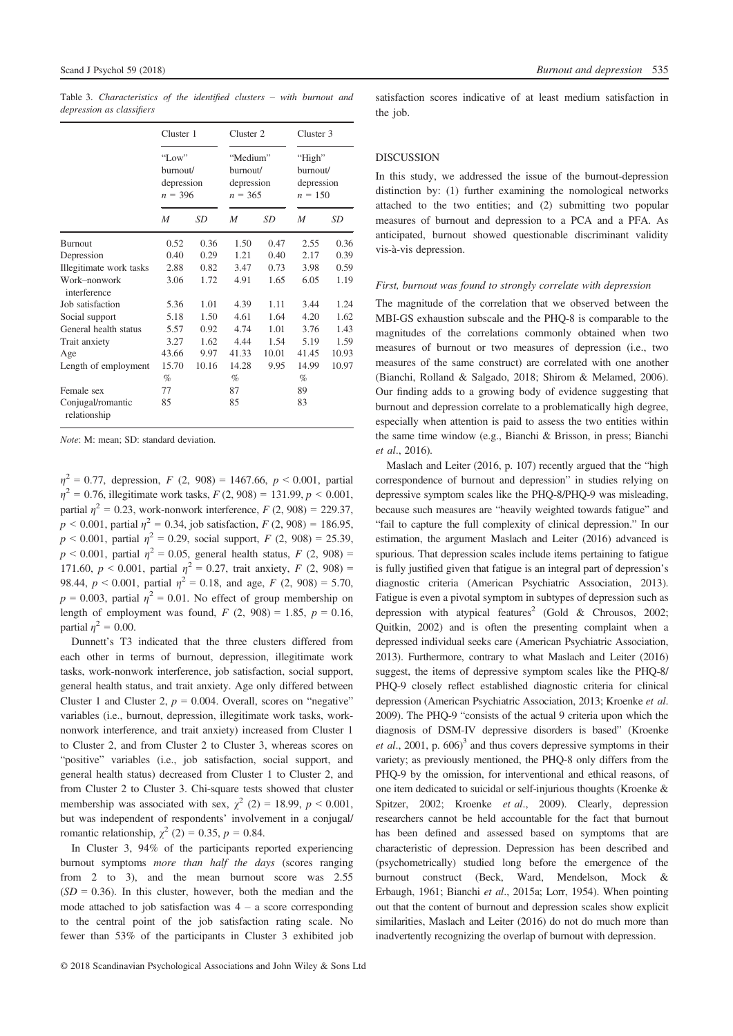Table 3. *Characteristics of the identified clusters – with burnout and depression as classifiers*

| | Cluster 1 | | Cluster 2 | | Cluster 3 | |
|---|---|---|---|---|---|---|
| | "Low" burnout/ depression $n = 396$ | | "Medium" burnout/ depression $n = 365$ | | "High" burnout/ depression $n = 150$ | |
| | *M* | *SD* | *M* | *SD* | *M* | *SD* |
| Burnout | 0.52 | 0.36 | 1.50 | 0.47 | 2.55 | 0.36 |
| Depression | 0.40 | 0.29 | 1.21 | 0.40 | 2.17 | 0.39 |
| Illegitimate work tasks | 2.88 | 0.82 | 3.47 | 0.73 | 3.98 | 0.59 |
| Work–nonwork interference | 3.06 | 1.72 | 4.91 | 1.65 | 6.05 | 1.19 |
| Job satisfaction | 5.36 | 1.01 | 4.39 | 1.11 | 3.44 | 1.24 |
| Social support | 5.18 | 1.50 | 4.61 | 1.64 | 4.20 | 1.62 |
| General health status | 5.57 | 0.92 | 4.74 | 1.01 | 3.76 | 1.43 |
| Trait anxiety | 3.27 | 1.62 | 4.44 | 1.54 | 5.19 | 1.59 |
| Age | 43.66 | 9.97 | 41.33 | 10.01 | 41.45 | 10.93 |
| Length of employment | 15.70 | 10.16 | 14.28 | 9.95 | 14.99 | 10.97 |
| | % | | % | | % | |
| Female sex | 77 | | 87 | | 89 | |
| Conjugal/romantic relationship | 85 | | 85 | | 83 | |

*Note*: M: mean; SD: standard deviation.

$\eta^2 = 0.77$, depression, $F(2, 908) = 1467.66$, $p < 0.001$, partial $\eta^2 = 0.76$, illegitimate work tasks, $F(2, 908) = 131.99$, $p < 0.001$, partial $\eta^2 = 0.23$, work-nonwork interference, $F(2, 908) = 229.37$, $p < 0.001$, partial $\eta^2 = 0.34$, job satisfaction, $F(2, 908) = 186.95$, $p < 0.001$, partial $\eta^2 = 0.29$, social support, $F(2, 908) = 25.39$, $p < 0.001$, partial $\eta^2 = 0.05$, general health status, $F(2, 908) = 171.60$, $p < 0.001$, partial $\eta^2 = 0.27$, trait anxiety, $F(2, 908) = 98.44$, $p < 0.001$, partial $\eta^2 = 0.18$, and age, $F(2, 908) = 5.70$, $p = 0.003$, partial $\eta^2 = 0.01$. No effect of group membership on length of employment was found, $F(2, 908) = 1.85$, $p = 0.16$, partial $\eta^2 = 0.00$.

Dunnett's T3 indicated that the three clusters differed from each other in terms of burnout, depression, illegitimate work tasks, work-nonwork interference, job satisfaction, social support, general health status, and trait anxiety. Age only differed between Cluster 1 and Cluster 2, $p = 0.004$. Overall, scores on "negative" variables (i.e., burnout, depression, illegitimate work tasks, work-nonwork interference, and trait anxiety) increased from Cluster 1 to Cluster 2, and from Cluster 2 to Cluster 3, whereas scores on "positive" variables (i.e., job satisfaction, social support, and general health status) decreased from Cluster 1 to Cluster 2, and from Cluster 2 to Cluster 3. Chi-square tests showed that cluster membership was associated with sex, $\chi^2(2) = 18.99$, $p < 0.001$, but was independent of respondents' involvement in a conjugal/romantic relationship, $\chi^2(2) = 0.35$, $p = 0.84$.

In Cluster 3, 94% of the participants reported experiencing burnout symptoms *more than half the days* (scores ranging from 2 to 3), and the mean burnout score was 2.55 ($SD = 0.36$). In this cluster, however, both the median and the mode attached to job satisfaction was 4 – a score corresponding to the central point of the job satisfaction rating scale. No fewer than 53% of the participants in Cluster 3 exhibited job satisfaction scores indicative of at least medium satisfaction in the job.

## DISCUSSION

In this study, we addressed the issue of the burnout-depression distinction by: (1) further examining the nomological networks attached to the two entities; and (2) submitting two popular measures of burnout and depression to a PCA and a PFA. As anticipated, burnout showed questionable discriminant validity vis-à-vis depression.

### *First, burnout was found to strongly correlate with depression*

The magnitude of the correlation that we observed between the MBI-GS exhaustion subscale and the PHQ-8 is comparable to the magnitudes of the correlations commonly obtained when two measures of burnout or two measures of depression (i.e., two measures of the same construct) are correlated with one another (Bianchi, Rolland & Salgado, 2018; Shirom & Melamed, 2006). Our finding adds to a growing body of evidence suggesting that burnout and depression correlate to a problematically high degree, especially when attention is paid to assess the two entities within the same time window (e.g., Bianchi & Brisson, in press; Bianchi *et al*., 2016).

Maslach and Leiter (2016, p. 107) recently argued that the "high correspondence of burnout and depression" in studies relying on depressive symptom scales like the PHQ-8/PHQ-9 was misleading, because such measures are "heavily weighted towards fatigue" and "fail to capture the full complexity of clinical depression." In our estimation, the argument Maslach and Leiter (2016) advanced is spurious. That depression scales include items pertaining to fatigue is fully justified given that fatigue is an integral part of depression's diagnostic criteria (American Psychiatric Association, 2013). Fatigue is even a pivotal symptom in subtypes of depression such as depression with atypical features[2] (Gold & Chrousos, 2002; Quitkin, 2002) and is often the presenting complaint when a depressed individual seeks care (American Psychiatric Association, 2013). Furthermore, contrary to what Maslach and Leiter (2016) suggest, the items of depressive symptom scales like the PHQ-8/PHQ-9 closely reflect established diagnostic criteria for clinical depression (American Psychiatric Association, 2013; Kroenke *et al.* 2009). The PHQ-9 "consists of the actual 9 criteria upon which the diagnosis of DSM-IV depressive disorders is based" (Kroenke *et al*., 2001, p. 606)[3] and thus covers depressive symptoms in their variety; as previously mentioned, the PHQ-8 only differs from the PHQ-9 by the omission, for interventional and ethical reasons, of one item dedicated to suicidal or self-injurious thoughts (Kroenke & Spitzer, 2002; Kroenke *et al*., 2009). Clearly, depression researchers cannot be held accountable for the fact that burnout has been defined and assessed based on symptoms that are characteristic of depression. Depression has been described and (psychometrically) studied long before the emergence of the burnout construct (Beck, Ward, Mendelson, Mock & Erbaugh, 1961; Bianchi *et al*., 2015a; Lorr, 1954). When pointing out that the content of burnout and depression scales show explicit similarities, Maslach and Leiter (2016) do not do much more than inadvertently recognizing the overlap of burnout with depression.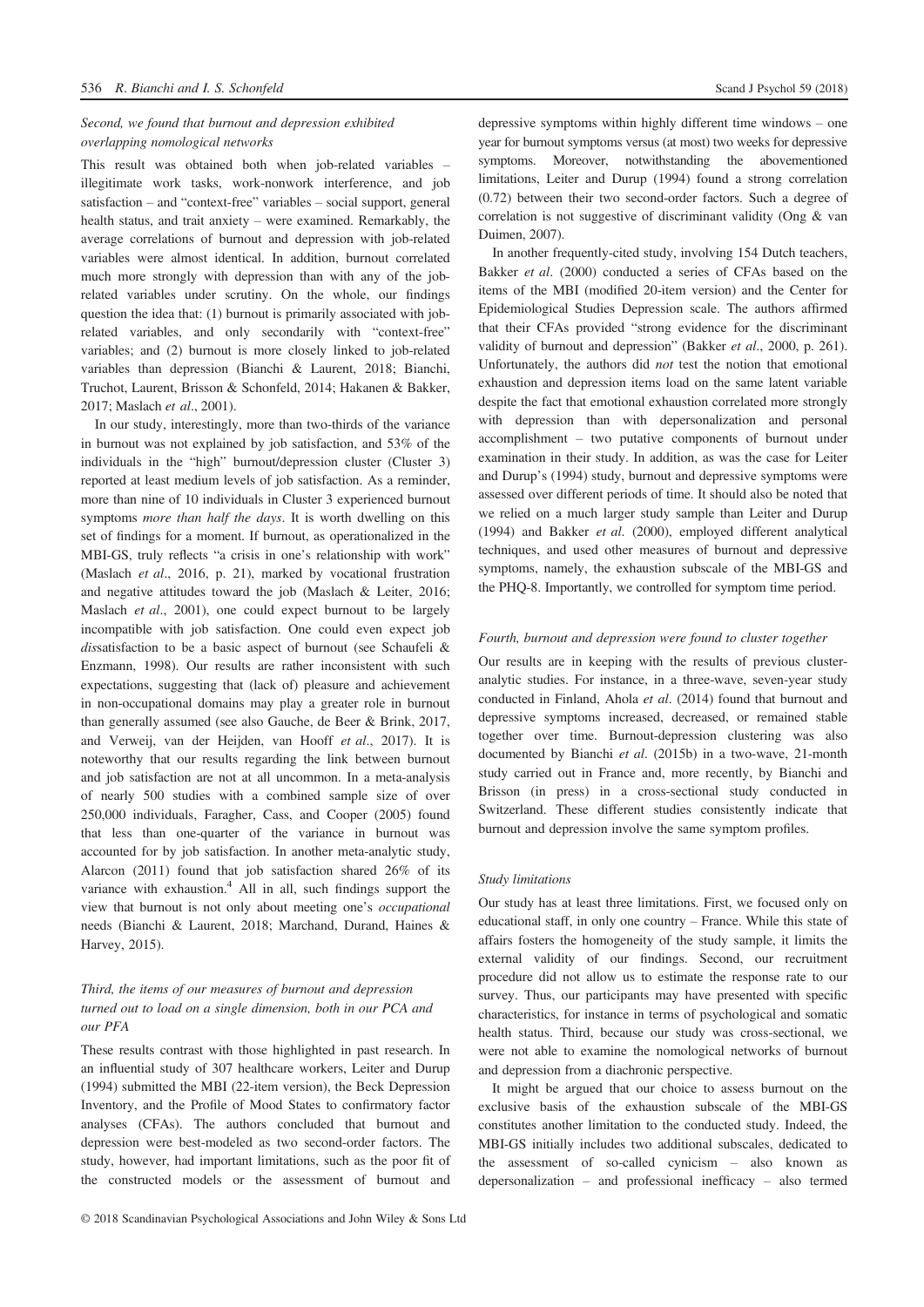### *Second, we found that burnout and depression exhibited overlapping nomological networks*

This result was obtained both when job-related variables – illegitimate work tasks, work-nonwork interference, and job satisfaction – and "context-free" variables – social support, general health status, and trait anxiety – were examined. Remarkably, the average correlations of burnout and depression with job-related variables were almost identical. In addition, burnout correlated much more strongly with depression than with any of the job-related variables under scrutiny. On the whole, our findings question the idea that: (1) burnout is primarily associated with job-related variables, and only secondarily with "context-free" variables; and (2) burnout is more closely linked to job-related variables than depression (Bianchi & Laurent, 2018; Bianchi, Truchot, Laurent, Brisson & Schonfeld, 2014; Hakanen & Bakker, 2017; Maslach *et al*., 2001).

In our study, interestingly, more than two-thirds of the variance in burnout was not explained by job satisfaction, and 53% of the individuals in the "high" burnout/depression cluster (Cluster 3) reported at least medium levels of job satisfaction. As a reminder, more than nine of 10 individuals in Cluster 3 experienced burnout symptoms *more than half the days*. It is worth dwelling on this set of findings for a moment. If burnout, as operationalized in the MBI-GS, truly reflects "a crisis in one's relationship with work" (Maslach *et al*., 2016, p. 21), marked by vocational frustration and negative attitudes toward the job (Maslach & Leiter, 2016; Maslach *et al*., 2001), one could expect burnout to be largely incompatible with job satisfaction. One could even expect job *dis*satisfaction to be a basic aspect of burnout (see Schaufeli & Enzmann, 1998). Our results are rather inconsistent with such expectations, suggesting that (lack of) pleasure and achievement in non-occupational domains may play a greater role in burnout than generally assumed (see also Gauche, de Beer & Brink, 2017, and Verweij, van der Heijden, van Hooff *et al*., 2017). It is noteworthy that our results regarding the link between burnout and job satisfaction are not at all uncommon. In a meta-analysis of nearly 500 studies with a combined sample size of over 250,000 individuals, Faragher, Cass, and Cooper (2005) found that less than one-quarter of the variance in burnout was accounted for by job satisfaction. In another meta-analytic study, Alarcon (2011) found that job satisfaction shared 26% of its variance with exhaustion.[4] All in all, such findings support the view that burnout is not only about meeting one's *occupational* needs (Bianchi & Laurent, 2018; Marchand, Durand, Haines & Harvey, 2015).

### *Third, the items of our measures of burnout and depression turned out to load on a single dimension, both in our PCA and our PFA*

These results contrast with those highlighted in past research. In an influential study of 307 healthcare workers, Leiter and Durup (1994) submitted the MBI (22-item version), the Beck Depression Inventory, and the Profile of Mood States to confirmatory factor analyses (CFAs). The authors concluded that burnout and depression were best-modeled as two second-order factors. The study, however, had important limitations, such as the poor fit of the constructed models or the assessment of burnout and depressive symptoms within highly different time windows – one year for burnout symptoms versus (at most) two weeks for depressive symptoms. Moreover, notwithstanding the abovementioned limitations, Leiter and Durup (1994) found a strong correlation (0.72) between their two second-order factors. Such a degree of correlation is not suggestive of discriminant validity (Ong & van Duimen, 2007).

In another frequently-cited study, involving 154 Dutch teachers, Bakker *et al*. (2000) conducted a series of CFAs based on the items of the MBI (modified 20-item version) and the Center for Epidemiological Studies Depression scale. The authors affirmed that their CFAs provided "strong evidence for the discriminant validity of burnout and depression" (Bakker *et al*., 2000, p. 261). Unfortunately, the authors did *not* test the notion that emotional exhaustion and depression items load on the same latent variable despite the fact that emotional exhaustion correlated more strongly with depression than with depersonalization and personal accomplishment – two putative components of burnout under examination in their study. In addition, as was the case for Leiter and Durup's (1994) study, burnout and depressive symptoms were assessed over different periods of time. It should also be noted that we relied on a much larger study sample than Leiter and Durup (1994) and Bakker *et al*. (2000), employed different analytical techniques, and used other measures of burnout and depressive symptoms, namely, the exhaustion subscale of the MBI-GS and the PHQ-8. Importantly, we controlled for symptom time period.

### *Fourth, burnout and depression were found to cluster together*

Our results are in keeping with the results of previous cluster-analytic studies. For instance, in a three-wave, seven-year study conducted in Finland, Ahola *et al*. (2014) found that burnout and depressive symptoms increased, decreased, or remained stable together over time. Burnout-depression clustering was also documented by Bianchi *et al*. (2015b) in a two-wave, 21-month study carried out in France and, more recently, by Bianchi and Brisson (in press) in a cross-sectional study conducted in Switzerland. These different studies consistently indicate that burnout and depression involve the same symptom profiles.

### *Study limitations*

Our study has at least three limitations. First, we focused only on educational staff, in only one country – France. While this state of affairs fosters the homogeneity of the study sample, it limits the external validity of our findings. Second, our recruitment procedure did not allow us to estimate the response rate to our survey. Thus, our participants may have presented with specific characteristics, for instance in terms of psychological and somatic health status. Third, because our study was cross-sectional, we were not able to examine the nomological networks of burnout and depression from a diachronic perspective.

It might be argued that our choice to assess burnout on the exclusive basis of the exhaustion subscale of the MBI-GS constitutes another limitation to the conducted study. Indeed, the MBI-GS initially includes two additional subscales, dedicated to the assessment of so-called cynicism – also known as depersonalization – and professional inefficacy – also termed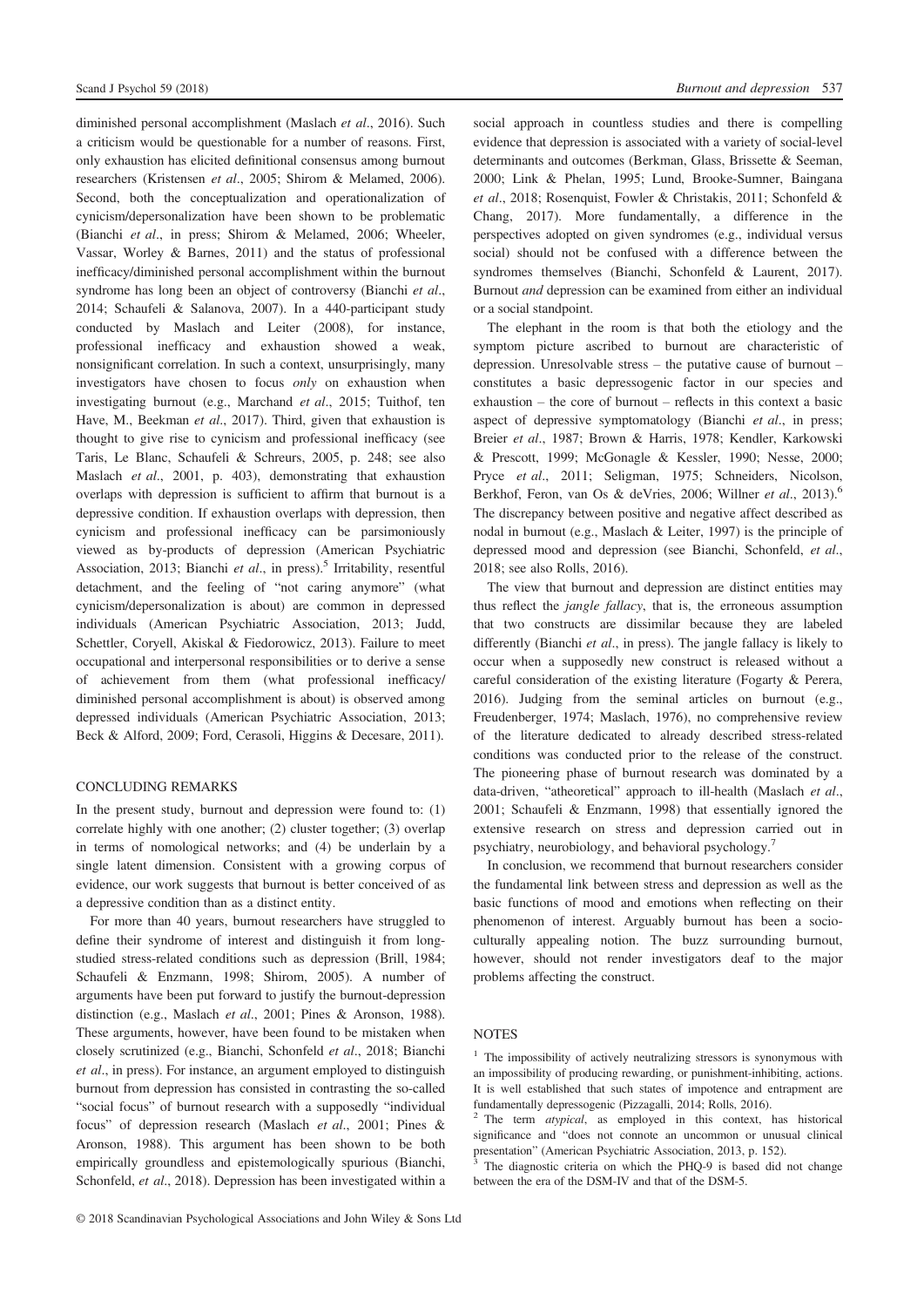diminished personal accomplishment (Maslach *et al*., 2016). Such a criticism would be questionable for a number of reasons. First, only exhaustion has elicited definitional consensus among burnout researchers (Kristensen *et al*., 2005; Shirom & Melamed, 2006). Second, both the conceptualization and operationalization of cynicism/depersonalization have been shown to be problematic (Bianchi *et al*., in press; Shirom & Melamed, 2006; Wheeler, Vassar, Worley & Barnes, 2011) and the status of professional inefficacy/diminished personal accomplishment within the burnout syndrome has long been an object of controversy (Bianchi *et al*., 2014; Schaufeli & Salanova, 2007). In a 440-participant study conducted by Maslach and Leiter (2008), for instance, professional inefficacy and exhaustion showed a weak, nonsignificant correlation. In such a context, unsurprisingly, many investigators have chosen to focus *only* on exhaustion when investigating burnout (e.g., Marchand *et al*., 2015; Tuithof, ten Have, M., Beekman *et al*., 2017). Third, given that exhaustion is thought to give rise to cynicism and professional inefficacy (see Taris, Le Blanc, Schaufeli & Schreurs, 2005, p. 248; see also Maslach *et al*., 2001, p. 403), demonstrating that exhaustion overlaps with depression is sufficient to affirm that burnout is a depressive condition. If exhaustion overlaps with depression, then cynicism and professional inefficacy can be parsimoniously viewed as by-products of depression (American Psychiatric Association, 2013; Bianchi *et al*., in press).[5] Irritability, resentful detachment, and the feeling of "not caring anymore" (what cynicism/depersonalization is about) are common in depressed individuals (American Psychiatric Association, 2013; Judd, Schettler, Coryell, Akiskal & Fiedorowicz, 2013). Failure to meet occupational and interpersonal responsibilities or to derive a sense of achievement from them (what professional inefficacy/diminished personal accomplishment is about) is observed among depressed individuals (American Psychiatric Association, 2013; Beck & Alford, 2009; Ford, Cerasoli, Higgins & Decesare, 2011).

## CONCLUDING REMARKS

In the present study, burnout and depression were found to: (1) correlate highly with one another; (2) cluster together; (3) overlap in terms of nomological networks; and (4) be underlain by a single latent dimension. Consistent with a growing corpus of evidence, our work suggests that burnout is better conceived of as a depressive condition than as a distinct entity.

For more than 40 years, burnout researchers have struggled to define their syndrome of interest and distinguish it from long-studied stress-related conditions such as depression (Brill, 1984; Schaufeli & Enzmann, 1998; Shirom, 2005). A number of arguments have been put forward to justify the burnout-depression distinction (e.g., Maslach *et al*., 2001; Pines & Aronson, 1988). These arguments, however, have been found to be mistaken when closely scrutinized (e.g., Bianchi, Schonfeld *et al*., 2018; Bianchi *et al*., in press). For instance, an argument employed to distinguish burnout from depression has consisted in contrasting the so-called "social focus" of burnout research with a supposedly "individual focus" of depression research (Maslach *et al*., 2001; Pines & Aronson, 1988). This argument has been shown to be both empirically groundless and epistemologically spurious (Bianchi, Schonfeld, *et al*., 2018). Depression has been investigated within a social approach in countless studies and there is compelling evidence that depression is associated with a variety of social-level determinants and outcomes (Berkman, Glass, Brissette & Seeman, 2000; Link & Phelan, 1995; Lund, Brooke-Sumner, Baingana *et al*., 2018; Rosenquist, Fowler & Christakis, 2011; Schonfeld & Chang, 2017). More fundamentally, a difference in the perspectives adopted on given syndromes (e.g., individual versus social) should not be confused with a difference between the syndromes themselves (Bianchi, Schonfeld & Laurent, 2017). Burnout *and* depression can be examined from either an individual or a social standpoint.

The elephant in the room is that both the etiology and the symptom picture ascribed to burnout are characteristic of depression. Unresolvable stress – the putative cause of burnout – constitutes a basic depressogenic factor in our species and exhaustion – the core of burnout – reflects in this context a basic aspect of depressive symptomatology (Bianchi *et al*., in press; Breier *et al*., 1987; Brown & Harris, 1978; Kendler, Karkowski & Prescott, 1999; McGonagle & Kessler, 1990; Nesse, 2000; Pryce *et al*., 2011; Seligman, 1975; Schneiders, Nicolson, Berkhof, Feron, van Os & deVries, 2006; Willner *et al*., 2013).[6] The discrepancy between positive and negative affect described as nodal in burnout (e.g., Maslach & Leiter, 1997) is the principle of depressed mood and depression (see Bianchi, Schonfeld, *et al*., 2018; see also Rolls, 2016).

The view that burnout and depression are distinct entities may thus reflect the *jangle fallacy*, that is, the erroneous assumption that two constructs are dissimilar because they are labeled differently (Bianchi *et al*., in press). The jangle fallacy is likely to occur when a supposedly new construct is released without a careful consideration of the existing literature (Fogarty & Perera, 2016). Judging from the seminal articles on burnout (e.g., Freudenberger, 1974; Maslach, 1976), no comprehensive review of the literature dedicated to already described stress-related conditions was conducted prior to the release of the construct. The pioneering phase of burnout research was dominated by a data-driven, "atheoretical" approach to ill-health (Maslach *et al*., 2001; Schaufeli & Enzmann, 1998) that essentially ignored the extensive research on stress and depression carried out in psychiatry, neurobiology, and behavioral psychology.[7]

In conclusion, we recommend that burnout researchers consider the fundamental link between stress and depression as well as the basic functions of mood and emotions when reflecting on their phenomenon of interest. Arguably burnout has been a socio-culturally appealing notion. The buzz surrounding burnout, however, should not render investigators deaf to the major problems affecting the construct.

## NOTES

[1] The impossibility of actively neutralizing stressors is synonymous with an impossibility of producing rewarding, or punishment-inhibiting, actions. It is well established that such states of impotence and entrapment are fundamentally depressogenic (Pizzagalli, 2014; Rolls, 2016).

[2] The term *atypical*, as employed in this context, has historical significance and "does not connote an uncommon or unusual clinical presentation" (American Psychiatric Association, 2013, p. 152).

[3] The diagnostic criteria on which the PHQ-9 is based did not change between the era of the DSM-IV and that of the DSM-5.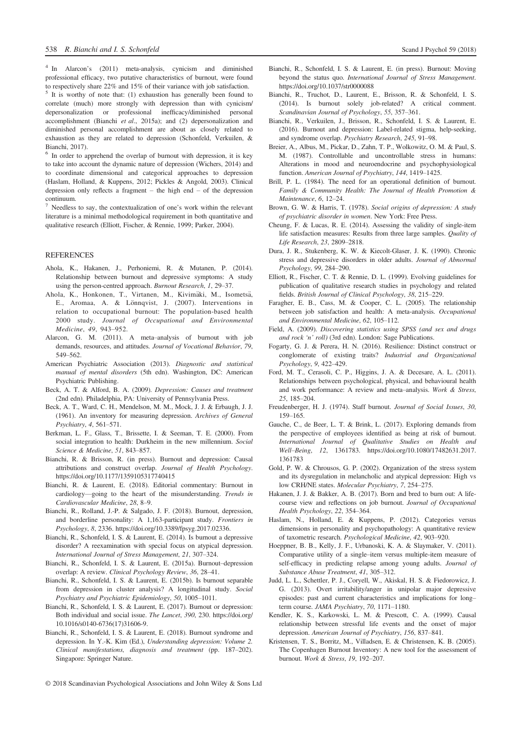[4] In Alarcon's (2011) meta-analysis, cynicism and diminished professional efficacy, two putative characteristics of burnout, were found to respectively share 22% and 15% of their variance with job satisfaction.

[5] It is worthy of note that: (1) exhaustion has generally been found to correlate (much) more strongly with depression than with cynicism/depersonalization or professional inefficacy/diminished personal accomplishment (Bianchi *et al.*, 2015a); and (2) depersonalization and diminished personal accomplishment are about as closely related to exhaustion as they are related to depression (Schonfeld, Verkuilen, & Bianchi, 2017).

[6] In order to apprehend the overlap of burnout with depression, it is key to take into account the dynamic nature of depression (Wichers, 2014) and to coordinate dimensional and categorical approaches to depression (Haslam, Holland, & Kuppens, 2012; Pickles & Angold, 2003). Clinical depression only reflects a fragment – the high end – of the depression continuum.

[7] Needless to say, the contextualization of one's work within the relevant literature is a minimal methodological requirement in both quantitative and qualitative research (Elliott, Fischer, & Rennie, 1999; Parker, 2004).

## REFERENCES

Ahola, K., Hakanen, J., Perhoniemi, R. & Mutanen, P. (2014). Relationship between burnout and depressive symptoms: A study using the person-centred approach. *Burnout Research*, *1*, 29–37.

Ahola, K., Honkonen, T., Virtanen, M., Kivimäki, M., Isometsä, E., Aromaa, A. & Lönnqvist, J. (2007). Interventions in relation to occupational burnout: The population-based health 2000 study. *Journal of Occupational and Environmental Medicine*, *49*, 943–952.

Alarcon, G. M. (2011). A meta–analysis of burnout with job demands, resources, and attitudes. *Journal of Vocational Behavior*, *79*, 549–562.

American Psychiatric Association (2013). *Diagnostic and statistical manual of mental disorders* (5th edn). Washington, DC: American Psychiatric Publishing.

Beck, A. T. & Alford, B. A. (2009). *Depression: Causes and treatment* (2nd edn). Philadelphia, PA: University of Pennsylvania Press.

Beck, A. T., Ward, C. H., Mendelson, M. M., Mock, J. J. & Erbaugh, J. J. (1961). An inventory for measuring depression. *Archives of General Psychiatry*, *4*, 561–571.

Berkman, L. F., Glass, T., Brissette, I. & Seeman, T. E. (2000). From social integration to health: Durkheim in the new millennium. *Social Science & Medicine*, *51*, 843–857.

Bianchi, R. & Brisson, R. (in press). Burnout and depression: Causal attributions and construct overlap. *Journal of Health Psychology*. https://doi.org/10.1177/1359105317740415

Bianchi, R. & Laurent, E. (2018). Editorial commentary: Burnout in cardiology—going to the heart of the misunderstanding. *Trends in Cardiovascular Medicine*, *28*, 8–9.

Bianchi, R., Rolland, J.-P. & Salgado, J. F. (2018). Burnout, depression, and borderline personality: A 1,163-participant study. *Frontiers in Psychology*, *8*, 2336. https://doi.org/10.3389/fpsyg.2017.02336.

Bianchi, R., Schonfeld, I. S. & Laurent, E. (2014). Is burnout a depressive disorder? A reexamination with special focus on atypical depression. *International Journal of Stress Management*, *21*, 307–324.

Bianchi, R., Schonfeld, I. S. & Laurent, E. (2015a). Burnout–depression overlap: A review. *Clinical Psychology Review*, *36*, 28–41.

Bianchi, R., Schonfeld, I. S. & Laurent, E. (2015b). Is burnout separable from depression in cluster analysis? A longitudinal study. *Social Psychiatry and Psychiatric Epidemiology*, *50*, 1005–1011.

Bianchi, R., Schonfeld, I. S. & Laurent, E. (2017). Burnout or depression: Both individual and social issue. *The Lancet*, *390*, 230. https://doi.org/10.1016/s0140-6736(17)31606-9.

Bianchi, R., Schonfeld, I. S. & Laurent, E. (2018). Burnout syndrome and depression. In Y.-K. Kim (Ed.), *Understanding depression: Volume 2. Clinical manifestations, diagnosis and treatment* (pp. 187–202). Singapore: Springer Nature.

Bianchi, R., Schonfeld, I. S. & Laurent, E. (in press). Burnout: Moving beyond the status quo. *International Journal of Stress Management*. https://doi.org/10.1037/str0000088

Bianchi, R., Truchot, D., Laurent, E., Brisson, R. & Schonfeld, I. S. (2014). Is burnout solely job-related? A critical comment. *Scandinavian Journal of Psychology*, *55*, 357–361.

Bianchi, R., Verkuilen, J., Brisson, R., Schonfeld, I. S. & Laurent, E. (2016). Burnout and depression: Label-related stigma, help-seeking, and syndrome overlap. *Psychiatry Research*, *245*, 91–98.

Breier, A., Albus, M., Pickar, D., Zahn, T. P., Wolkowitz, O. M. & Paul, S. M. (1987). Controllable and uncontrollable stress in humans: Alterations in mood and neuroendocrine and psychophysiological function. *American Journal of Psychiatry*, *144*, 1419–1425.

Brill, P. L. (1984). The need for an operational definition of burnout. *Family & Community Health: The Journal of Health Promotion & Maintenance*, *6*, 12–24.

Brown, G. W. & Harris, T. (1978). *Social origins of depression: A study of psychiatric disorder in women*. New York: Free Press.

Cheung, F. & Lucas, R. E. (2014). Assessing the validity of single-item life satisfaction measures: Results from three large samples. *Quality of Life Research*, *23*, 2809–2818.

Dura, J. R., Stukenberg, K. W. & Kiecolt-Glaser, J. K. (1990). Chronic stress and depressive disorders in older adults. *Journal of Abnormal Psychology*, *99*, 284–290.

Elliott, R., Fischer, C. T. & Rennie, D. L. (1999). Evolving guidelines for publication of qualitative research studies in psychology and related fields. *British Journal of Clinical Psychology*, *38*, 215–229.

Faragher, E. B., Cass, M. & Cooper, C. L. (2005). The relationship between job satisfaction and health: A meta-analysis. *Occupational and Environmental Medicine*, *62*, 105–112.

Field, A. (2009). *Discovering statistics using SPSS (and sex and drugs and rock 'n' roll)* (3rd edn). London: Sage Publications.

Fogarty, G. J. & Perera, H. N. (2016). Resilience: Distinct construct or conglomerate of existing traits? *Industrial and Organizational Psychology*, *9*, 422–429.

Ford, M. T., Cerasoli, C. P., Higgins, J. A. & Decesare, A. L. (2011). Relationships between psychological, physical, and behavioural health and work performance: A review and meta–analysis. *Work & Stress*, *25*, 185–204.

Freudenberger, H. J. (1974). Staff burnout. *Journal of Social Issues*, *30*, 159–165.

Gauche, C., de Beer, L. T. & Brink, L. (2017). Exploring demands from the perspective of employees identified as being at risk of burnout. *International Journal of Qualitative Studies on Health and Well–Being*, *12*, 1361783. https://doi.org/10.1080/17482631.2017.1361783

Gold, P. W. & Chrousos, G. P. (2002). Organization of the stress system and its dysregulation in melancholic and atypical depression: High vs low CRH/NE states. *Molecular Psychiatry*, *7*, 254–275.

Hakanen, J. J. & Bakker, A. B. (2017). Born and bred to burn out: A life-course view and reflections on job burnout. *Journal of Occupational Health Psychology*, *22*, 354–364.

Haslam, N., Holland, E. & Kuppens, P. (2012). Categories versus dimensions in personality and psychopathology: A quantitative review of taxometric research. *Psychological Medicine*, *42*, 903–920.

Hoeppner, B. B., Kelly, J. F., Urbanoski, K. A. & Slaymaker, V. (2011). Comparative utility of a single–item versus multiple-item measure of self-efficacy in predicting relapse among young adults. *Journal of Substance Abuse Treatment*, *41*, 305–312.

Judd, L. L., Schettler, P. J., Coryell, W., Akiskal, H. S. & Fiedorowicz, J. G. (2013). Overt irritability/anger in unipolar major depressive episodes: past and current characteristics and implications for long–term course. *JAMA Psychiatry*, *70*, 1171–1180.

Kendler, K. S., Karkowski, L. M. & Prescott, C. A. (1999). Causal relationship between stressful life events and the onset of major depression. *American Journal of Psychiatry*, *156*, 837–841.

Kristensen, T. S., Borritz, M., Villadsen, E. & Christensen, K. B. (2005). The Copenhagen Burnout Inventory: A new tool for the assessment of burnout. *Work & Stress*, *19*, 192–207.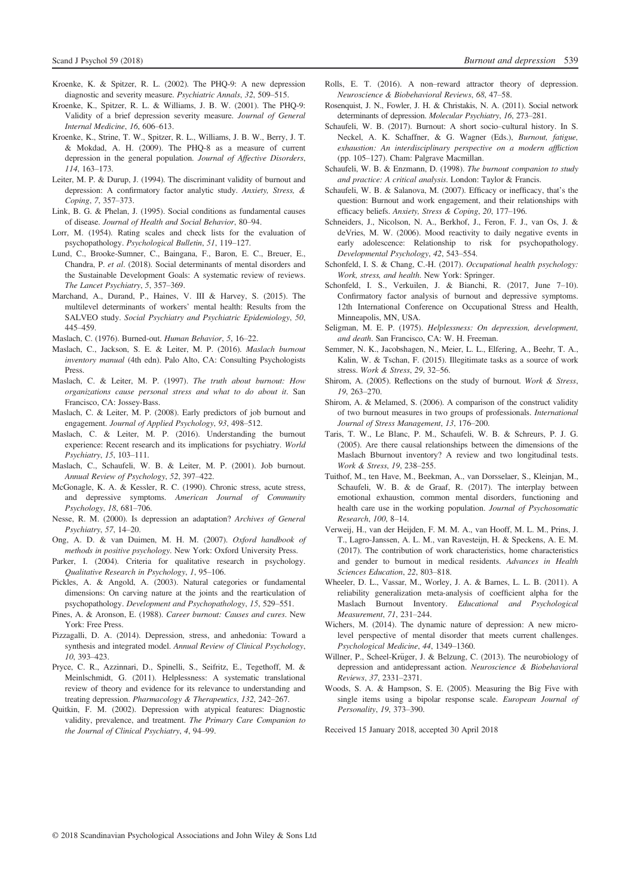Kroenke, K. & Spitzer, R. L. (2002). The PHQ-9: A new depression diagnostic and severity measure. *Psychiatric Annals*, *32*, 509–515.

Kroenke, K., Spitzer, R. L. & Williams, J. B. W. (2001). The PHQ-9: Validity of a brief depression severity measure. *Journal of General Internal Medicine*, *16*, 606–613.

Kroenke, K., Strine, T. W., Spitzer, R. L., Williams, J. B. W., Berry, J. T. & Mokdad, A. H. (2009). The PHQ-8 as a measure of current depression in the general population. *Journal of Affective Disorders*, *114*, 163–173.

Leiter, M. P. & Durup, J. (1994). The discriminant validity of burnout and depression: A confirmatory factor analytic study. *Anxiety, Stress, & Coping*, *7*, 357–373.

Link, B. G. & Phelan, J. (1995). Social conditions as fundamental causes of disease. *Journal of Health and Social Behavior*, 80–94.

Lorr, M. (1954). Rating scales and check lists for the evaluation of psychopathology. *Psychological Bulletin*, *51*, 119–127.

Lund, C., Brooke-Sumner, C., Baingana, F., Baron, E. C., Breuer, E., Chandra, P. *et al*. (2018). Social determinants of mental disorders and the Sustainable Development Goals: A systematic review of reviews. *The Lancet Psychiatry*, *5*, 357–369.

Marchand, A., Durand, P., Haines, V. III & Harvey, S. (2015). The multilevel determinants of workers' mental health: Results from the SALVEO study. *Social Psychiatry and Psychiatric Epidemiology*, *50*, 445–459.

Maslach, C. (1976). Burned-out. *Human Behavior*, *5*, 16–22.

Maslach, C., Jackson, S. E. & Leiter, M. P. (2016). *Maslach burnout inventory manual* (4th edn). Palo Alto, CA: Consulting Psychologists Press.

Maslach, C. & Leiter, M. P. (1997). *The truth about burnout: How organizations cause personal stress and what to do about it*. San Francisco, CA: Jossey-Bass.

Maslach, C. & Leiter, M. P. (2008). Early predictors of job burnout and engagement. *Journal of Applied Psychology*, *93*, 498–512.

Maslach, C. & Leiter, M. P. (2016). Understanding the burnout experience: Recent research and its implications for psychiatry. *World Psychiatry*, *15*, 103–111.

Maslach, C., Schaufeli, W. B. & Leiter, M. P. (2001). Job burnout. *Annual Review of Psychology*, *52*, 397–422.

McGonagle, K. A. & Kessler, R. C. (1990). Chronic stress, acute stress, and depressive symptoms. *American Journal of Community Psychology*, *18*, 681–706.

Nesse, R. M. (2000). Is depression an adaptation? *Archives of General Psychiatry*, *57*, 14–20.

Ong, A. D. & van Duimen, M. H. M. (2007). *Oxford handbook of methods in positive psychology*. New York: Oxford University Press.

Parker, I. (2004). Criteria for qualitative research in psychology. *Qualitative Research in Psychology*, *1*, 95–106.

Pickles, A. & Angold, A. (2003). Natural categories or fundamental dimensions: On carving nature at the joints and the rearticulation of psychopathology. *Development and Psychopathology*, *15*, 529–551.

Pines, A. & Aronson, E. (1988). *Career burnout: Causes and cures*. New York: Free Press.

Pizzagalli, D. A. (2014). Depression, stress, and anhedonia: Toward a synthesis and integrated model. *Annual Review of Clinical Psychology*, *10*, 393–423.

Pryce, C. R., Azzinnari, D., Spinelli, S., Seifritz, E., Tegethoff, M. & Meinlschmidt, G. (2011). Helplessness: A systematic translational review of theory and evidence for its relevance to understanding and treating depression. *Pharmacology & Therapeutics*, *132*, 242–267.

Quitkin, F. M. (2002). Depression with atypical features: Diagnostic validity, prevalence, and treatment. *The Primary Care Companion to the Journal of Clinical Psychiatry*, *4*, 94–99.

Rolls, E. T. (2016). A non–reward attractor theory of depression. *Neuroscience & Biobehavioral Reviews*, *68*, 47–58.

Rosenquist, J. N., Fowler, J. H. & Christakis, N. A. (2011). Social network determinants of depression. *Molecular Psychiatry*, *16*, 273–281.

Schaufeli, W. B. (2017). Burnout: A short socio–cultural history. In S. Neckel, A. K. Schaffner, & G. Wagner (Eds.), *Burnout, fatigue, exhaustion: An interdisciplinary perspective on a modern affliction* (pp. 105–127). Cham: Palgrave Macmillan.

Schaufeli, W. B. & Enzmann, D. (1998). *The burnout companion to study and practice: A critical analysis*. London: Taylor & Francis.

Schaufeli, W. B. & Salanova, M. (2007). Efficacy or inefficacy, that's the question: Burnout and work engagement, and their relationships with efficacy beliefs. *Anxiety, Stress & Coping*, *20*, 177–196.

Schneiders, J., Nicolson, N. A., Berkhof, J., Feron, F. J., van Os, J. & deVries, M. W. (2006). Mood reactivity to daily negative events in early adolescence: Relationship to risk for psychopathology. *Developmental Psychology*, *42*, 543–554.

Schonfeld, I. S. & Chang, C.-H. (2017). *Occupational health psychology: Work, stress, and health*. New York: Springer.

Schonfeld, I. S., Verkuilen, J. & Bianchi, R. (2017, June 7–10). Confirmatory factor analysis of burnout and depressive symptoms. 12th International Conference on Occupational Stress and Health, Minneapolis, MN, USA.

Seligman, M. E. P. (1975). *Helplessness: On depression, development, and death*. San Francisco, CA: W. H. Freeman.

Semmer, N. K., Jacobshagen, N., Meier, L. L., Elfering, A., Beehr, T. A., Kalin, W. & Tschan, F. (2015). Illegitimate tasks as a source of work stress. *Work & Stress*, *29*, 32–56.

Shirom, A. (2005). Reflections on the study of burnout. *Work & Stress*, *19*, 263–270.

Shirom, A. & Melamed, S. (2006). A comparison of the construct validity of two burnout measures in two groups of professionals. *International Journal of Stress Management*, *13*, 176–200.

Taris, T. W., Le Blanc, P. M., Schaufeli, W. B. & Schreurs, P. J. G. (2005). Are there causal relationships between the dimensions of the Maslach Bburnout inventory? A review and two longitudinal tests. *Work & Stress*, *19*, 238–255.

Tuithof, M., ten Have, M., Beekman, A., van Dorsselaer, S., Kleinjan, M., Schaufeli, W. B. & de Graaf, R. (2017). The interplay between emotional exhaustion, common mental disorders, functioning and health care use in the working population. *Journal of Psychosomatic Research*, *100*, 8–14.

Verweij, H., van der Heijden, F. M. M. A., van Hooff, M. L. M., Prins, J. T., Lagro-Janssen, A. L. M., van Ravesteijn, H. & Speckens, A. E. M. (2017). The contribution of work characteristics, home characteristics and gender to burnout in medical residents. *Advances in Health Sciences Education*, *22*, 803–818.

Wheeler, D. L., Vassar, M., Worley, J. A. & Barnes, L. L. B. (2011). A reliability generalization meta-analysis of coefficient alpha for the Maslach Burnout Inventory. *Educational and Psychological Measurement*, *71*, 231–244.

Wichers, M. (2014). The dynamic nature of depression: A new micro-level perspective of mental disorder that meets current challenges. *Psychological Medicine*, *44*, 1349–1360.

Willner, P., Scheel-Krüger, J. & Belzung, C. (2013). The neurobiology of depression and antidepressant action. *Neuroscience & Biobehavioral Reviews*, *37*, 2331–2371.

Woods, S. A. & Hampson, S. E. (2005). Measuring the Big Five with single items using a bipolar response scale. *European Journal of Personality*, *19*, 373–390.

Received 15 January 2018, accepted 30 April 2018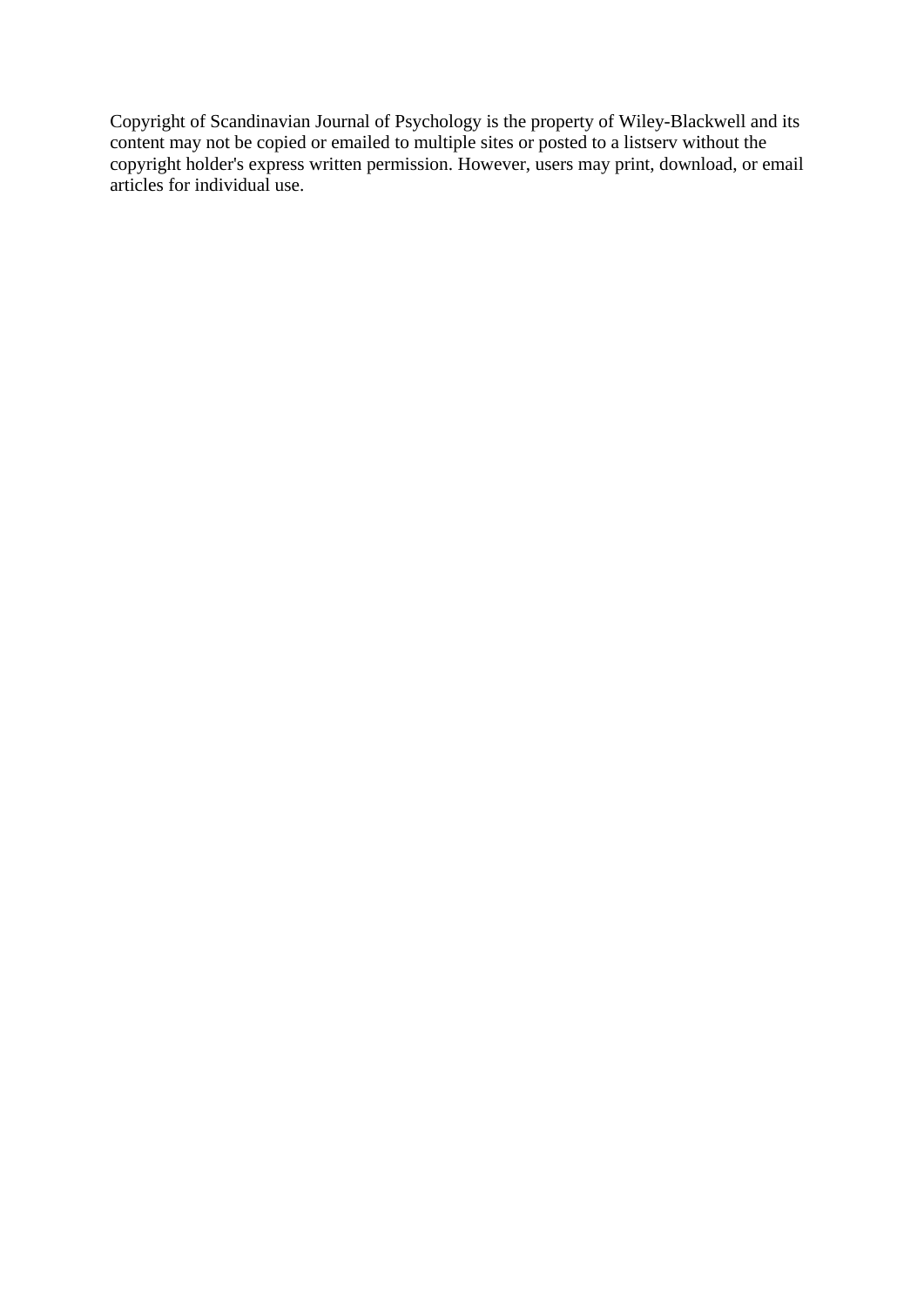Copyright of Scandinavian Journal of Psychology is the property of Wiley-Blackwell and its content may not be copied or emailed to multiple sites or posted to a listserv without the copyright holder's express written permission. However, users may print, download, or email articles for individual use.